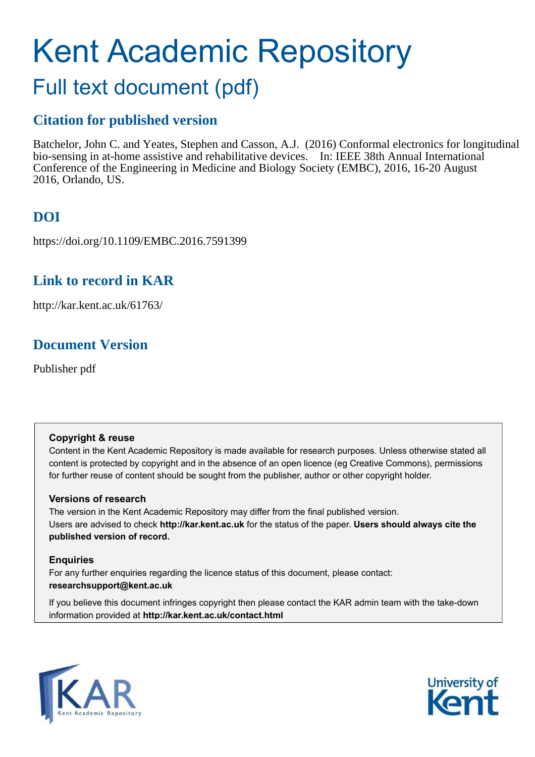# Kent Academic Repository

## Full text document (pdf)

### Citation for published version

Batchelor, John C. and Yeates, Stephen and Casson, A.J. (2016) Conformal electronics for longitudinal bio-sensing in at-home assistive and rehabilitative devices. In: IEEE 38th Annual International Conference of the Engineering in Medicine and Biology Society (EMBC), 2016, 16-20 August 2016, Orlando, US.

### DOI

https://doi.org/10.1109/EMBC.2016.7591399

### Link to record in KAR

http://kar.kent.ac.uk/61763/

### Document Version

Publisher pdf

**Copyright & reuse**

Content in the Kent Academic Repository is made available for research purposes. Unless otherwise stated all content is protected by copyright and in the absence of an open licence (eg Creative Commons), permissions for further reuse of content should be sought from the publisher, author or other copyright holder.

**Versions of research**

The version in the Kent Academic Repository may differ from the final published version. Users are advised to check **http://kar.kent.ac.uk** for the status of the paper. **Users should always cite the published version of record.**

**Enquiries**

For any further enquiries regarding the licence status of this document, please contact: **researchsupport@kent.ac.uk**

If you believe this document infringes copyright then please contact the KAR admin team with the take-down information provided at **http://kar.kent.ac.uk/contact.html**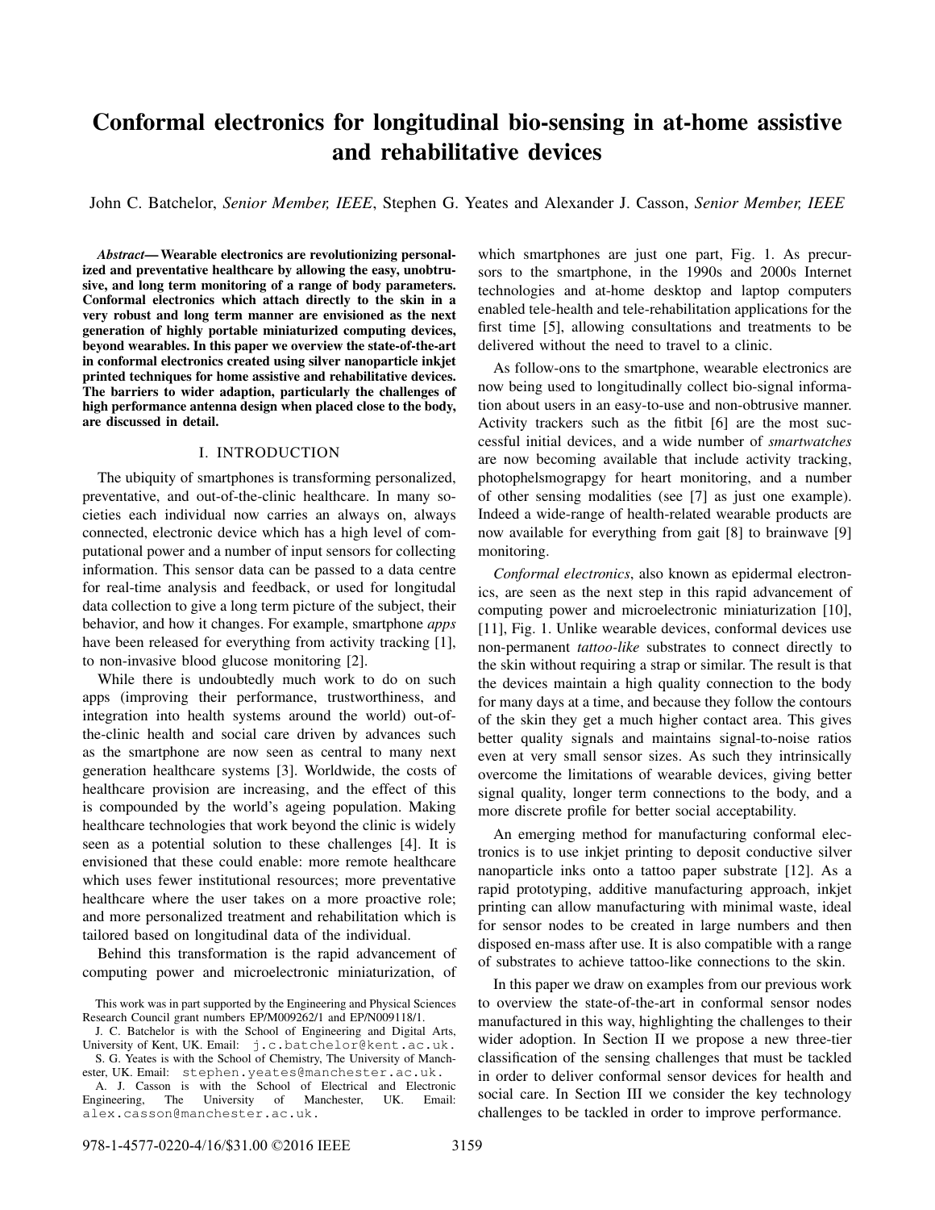# Conformal electronics for longitudinal bio-sensing in at-home assistive and rehabilitative devices

John C. Batchelor, *Senior Member, IEEE*, Stephen G. Yeates and Alexander J. Casson, *Senior Member, IEEE*

***Abstract*— Wearable electronics are revolutionizing personalized and preventative healthcare by allowing the easy, unobtrusive, and long term monitoring of a range of body parameters. Conformal electronics which attach directly to the skin in a very robust and long term manner are envisioned as the next generation of highly portable miniaturized computing devices, beyond wearables. In this paper we overview the state-of-the-art in conformal electronics created using silver nanoparticle inkjet printed techniques for home assistive and rehabilitative devices. The barriers to wider adaption, particularly the challenges of high performance antenna design when placed close to the body, are discussed in detail.**

## I. INTRODUCTION

The ubiquity of smartphones is transforming personalized, preventative, and out-of-the-clinic healthcare. In many societies each individual now carries an always on, always connected, electronic device which has a high level of computational power and a number of input sensors for collecting information. This sensor data can be passed to a data centre for real-time analysis and feedback, or used for longitudal data collection to give a long term picture of the subject, their behavior, and how it changes. For example, smartphone *apps* have been released for everything from activity tracking [1], to non-invasive blood glucose monitoring [2].

While there is undoubtedly much work to do on such apps (improving their performance, trustworthiness, and integration into health systems around the world) out-of-the-clinic health and social care driven by advances such as the smartphone are now seen as central to many next generation healthcare systems [3]. Worldwide, the costs of healthcare provision are increasing, and the effect of this is compounded by the world's ageing population. Making healthcare technologies that work beyond the clinic is widely seen as a potential solution to these challenges [4]. It is envisioned that these could enable: more remote healthcare which uses fewer institutional resources; more preventative healthcare where the user takes on a more proactive role; and more personalized treatment and rehabilitation which is tailored based on longitudinal data of the individual.

Behind this transformation is the rapid advancement of computing power and microelectronic miniaturization, of which smartphones are just one part, Fig. 1. As precursors to the smartphone, in the 1990s and 2000s Internet technologies and at-home desktop and laptop computers enabled tele-health and tele-rehabilitation applications for the first time [5], allowing consultations and treatments to be delivered without the need to travel to a clinic.

As follow-ons to the smartphone, wearable electronics are now being used to longitudinally collect bio-signal information about users in an easy-to-use and non-obtrusive manner. Activity trackers such as the fitbit [6] are the most successful initial devices, and a wide number of *smartwatches* are now becoming available that include activity tracking, photophelsmograpgy for heart monitoring, and a number of other sensing modalities (see [7] as just one example). Indeed a wide-range of health-related wearable products are now available for everything from gait [8] to brainwave [9] monitoring.

*Conformal electronics*, also known as epidermal electronics, are seen as the next step in this rapid advancement of computing power and microelectronic miniaturization [10], [11], Fig. 1. Unlike wearable devices, conformal devices use non-permanent *tattoo-like* substrates to connect directly to the skin without requiring a strap or similar. The result is that the devices maintain a high quality connection to the body for many days at a time, and because they follow the contours of the skin they get a much higher contact area. This gives better quality signals and maintains signal-to-noise ratios even at very small sensor sizes. As such they intrinsically overcome the limitations of wearable devices, giving better signal quality, longer term connections to the body, and a more discrete profile for better social acceptability.

An emerging method for manufacturing conformal electronics is to use inkjet printing to deposit conductive silver nanoparticle inks onto a tattoo paper substrate [12]. As a rapid prototyping, additive manufacturing approach, inkjet printing can allow manufacturing with minimal waste, ideal for sensor nodes to be created in large numbers and then disposed en-mass after use. It is also compatible with a range of substrates to achieve tattoo-like connections to the skin.

In this paper we draw on examples from our previous work to overview the state-of-the-art in conformal sensor nodes manufactured in this way, highlighting the challenges to their wider adoption. In Section II we propose a new three-tier classification of the sensing challenges that must be tackled in order to deliver conformal sensor devices for health and social care. In Section III we consider the key technology challenges to be tackled in order to improve performance.

This work was in part supported by the Engineering and Physical Sciences Research Council grant numbers EP/M009262/1 and EP/N009118/1.

J. C. Batchelor is with the School of Engineering and Digital Arts, University of Kent, UK. Email: j.c.batchelor@kent.ac.uk.

S. G. Yeates is with the School of Chemistry, The University of Manchester, UK. Email: stephen.yeates@manchester.ac.uk.

A. J. Casson is with the School of Electrical and Electronic Engineering, The University of Manchester, UK. Email: alex.casson@manchester.ac.uk.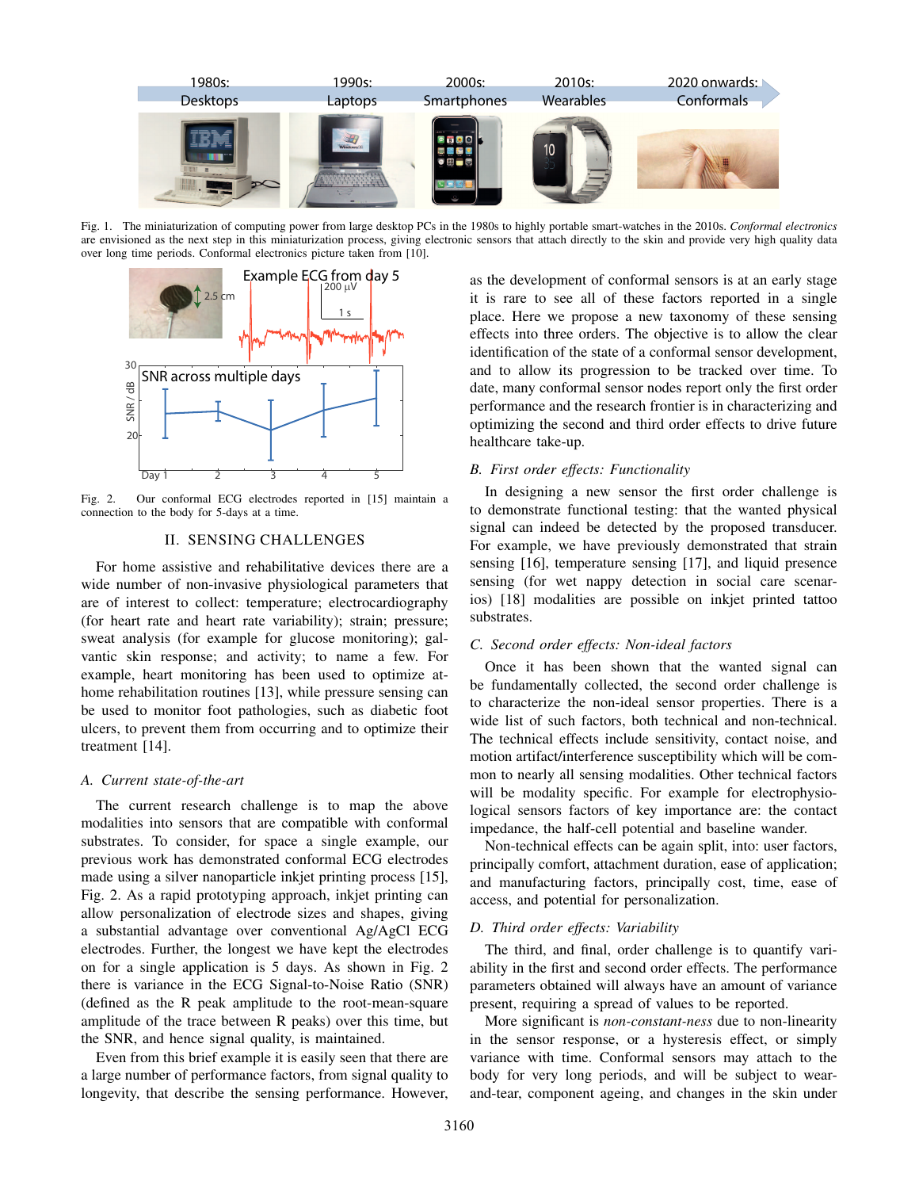1980s: Desktops

1990s: Laptops

2000s: Smartphones

2010s: Wearables

2020 onwards: Conformals

Fig. 1. The miniaturization of computing power from large desktop PCs in the 1980s to highly portable smart-watches in the 2010s. *Conformal electronics* are envisioned as the next step in this miniaturization process, giving electronic sensors that attach directly to the skin and provide very high quality data over long time periods. Conformal electronics picture taken from [10].

2.5 cm

Example ECG from day 5

200 µV

1 s

SNR across multiple days

SNR / dB

30

20

Day 1

2

3

4

5

Fig. 2. Our conformal ECG electrodes reported in [15] maintain a connection to the body for 5-days at a time.

## II. SENSING CHALLENGES

For home assistive and rehabilitative devices there are a wide number of non-invasive physiological parameters that are of interest to collect: temperature; electrocardiography (for heart rate and heart rate variability); strain; pressure; sweat analysis (for example for glucose monitoring); galvantic skin response; and activity; to name a few. For example, heart monitoring has been used to optimize at-home rehabilitation routines [13], while pressure sensing can be used to monitor foot pathologies, such as diabetic foot ulcers, to prevent them from occurring and to optimize their treatment [14].

### A. Current state-of-the-art

The current research challenge is to map the above modalities into sensors that are compatible with conformal substrates. To consider, for space a single example, our previous work has demonstrated conformal ECG electrodes made using a silver nanoparticle inkjet printing process [15], Fig. 2. As a rapid prototyping approach, inkjet printing can allow personalization of electrode sizes and shapes, giving a substantial advantage over conventional Ag/AgCl ECG electrodes. Further, the longest we have kept the electrodes on for a single application is 5 days. As shown in Fig. 2 there is variance in the ECG Signal-to-Noise Ratio (SNR) (defined as the R peak amplitude to the root-mean-square amplitude of the trace between R peaks) over this time, but the SNR, and hence signal quality, is maintained.

Even from this brief example it is easily seen that there are a large number of performance factors, from signal quality to longevity, that describe the sensing performance. However, as the development of conformal sensors is at an early stage it is rare to see all of these factors reported in a single place. Here we propose a new taxonomy of these sensing effects into three orders. The objective is to allow the clear identification of the state of a conformal sensor development, and to allow its progression to be tracked over time. To date, many conformal sensor nodes report only the first order performance and the research frontier is in characterizing and optimizing the second and third order effects to drive future healthcare take-up.

### B. First order effects: Functionality

In designing a new sensor the first order challenge is to demonstrate functional testing: that the wanted physical signal can indeed be detected by the proposed transducer. For example, we have previously demonstrated that strain sensing [16], temperature sensing [17], and liquid presence sensing (for wet nappy detection in social care scenarios) [18] modalities are possible on inkjet printed tattoo substrates.

### C. Second order effects: Non-ideal factors

Once it has been shown that the wanted signal can be fundamentally collected, the second order challenge is to characterize the non-ideal sensor properties. There is a wide list of such factors, both technical and non-technical. The technical effects include sensitivity, contact noise, and motion artifact/interference susceptibility which will be common to nearly all sensing modalities. Other technical factors will be modality specific. For example for electrophysiological sensors factors of key importance are: the contact impedance, the half-cell potential and baseline wander.

Non-technical effects can be again split, into: user factors, principally comfort, attachment duration, ease of application; and manufacturing factors, principally cost, time, ease of access, and potential for personalization.

### D. Third order effects: Variability

The third, and final, order challenge is to quantify variability in the first and second order effects. The performance parameters obtained will always have an amount of variance present, requiring a spread of values to be reported.

More significant is *non-constant-ness* due to non-linearity in the sensor response, or a hysteresis effect, or simply variance with time. Conformal sensors may attach to the body for very long periods, and will be subject to wear-and-tear, component ageing, and changes in the skin under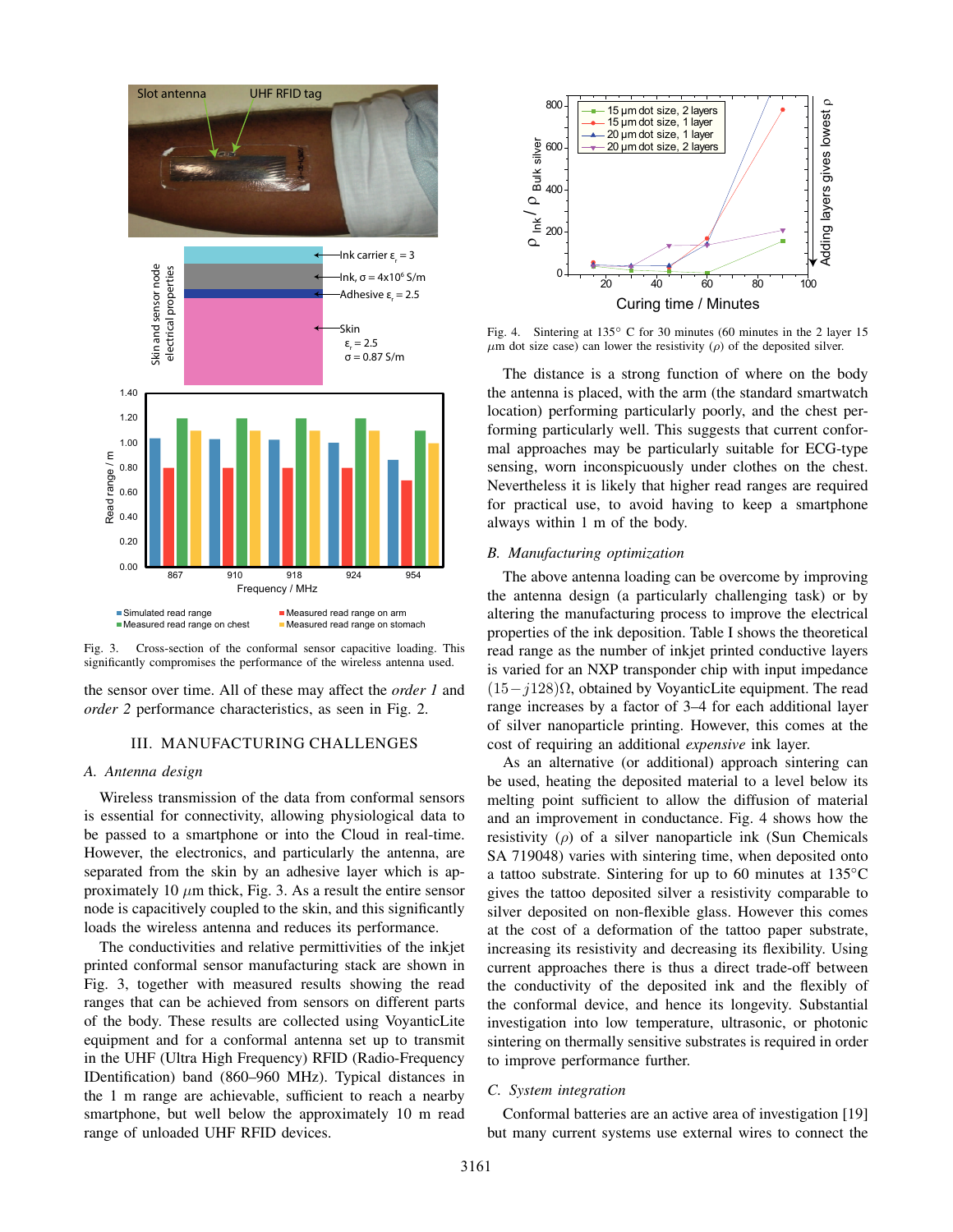Fig. 3. Cross-section of the conformal sensor capacitive loading. This significantly compromises the performance of the wireless antenna used.

the sensor over time. All of these may affect the *order 1* and *order 2* performance characteristics, as seen in Fig. 2.

## III. MANUFACTURING CHALLENGES

### A. Antenna design

Wireless transmission of the data from conformal sensors is essential for connectivity, allowing physiological data to be passed to a smartphone or into the Cloud in real-time. However, the electronics, and particularly the antenna, are separated from the skin by an adhesive layer which is approximately 10 $\mu$m thick, Fig. 3. As a result the entire sensor node is capacitively coupled to the skin, and this significantly loads the wireless antenna and reduces its performance.

The conductivities and relative permittivities of the inkjet printed conformal sensor manufacturing stack are shown in Fig. 3, together with measured results showing the read ranges that can be achieved from sensors on different parts of the body. These results are collected using VoyanticLite equipment and for a conformal antenna set up to transmit in the UHF (Ultra High Frequency) RFID (Radio-Frequency IDentification) band (860–960 MHz). Typical distances in the 1 m range are achievable, sufficient to reach a nearby smartphone, but well below the approximately 10 m read range of unloaded UHF RFID devices.

Fig. 4. Sintering at 135° C for 30 minutes (60 minutes in the 2 layer 15 $\mu$m dot size case) can lower the resistivity ($\rho$) of the deposited silver.

The distance is a strong function of where on the body the antenna is placed, with the arm (the standard smartwatch location) performing particularly poorly, and the chest performing particularly well. This suggests that current conformal approaches may be particularly suitable for ECG-type sensing, worn inconspicuously under clothes on the chest. Nevertheless it is likely that higher read ranges are required for practical use, to avoid having to keep a smartphone always within 1 m of the body.

### B. Manufacturing optimization

The above antenna loading can be overcome by improving the antenna design (a particularly challenging task) or by altering the manufacturing process to improve the electrical properties of the ink deposition. Table I shows the theoretical read range as the number of inkjet printed conductive layers is varied for an NXP transponder chip with input impedance $(15-j128)\Omega$, obtained by VoyanticLite equipment. The read range increases by a factor of 3–4 for each additional layer of silver nanoparticle printing. However, this comes at the cost of requiring an additional *expensive* ink layer.

As an alternative (or additional) approach sintering can be used, heating the deposited material to a level below its melting point sufficient to allow the diffusion of material and an improvement in conductance. Fig. 4 shows how the resistivity ($\rho$) of a silver nanoparticle ink (Sun Chemicals SA 719048) varies with sintering time, when deposited onto a tattoo substrate. Sintering for up to 60 minutes at 135°C gives the tattoo deposited silver a resistivity comparable to silver deposited on non-flexible glass. However this comes at the cost of a deformation of the tattoo paper substrate, increasing its resistivity and decreasing its flexibility. Using current approaches there is thus a direct trade-off between the conductivity of the deposited ink and the flexibly of the conformal device, and hence its longevity. Substantial investigation into low temperature, ultrasonic, or photonic sintering on thermally sensitive substrates is required in order to improve performance further.

### C. System integration

Conformal batteries are an active area of investigation [19] but many current systems use external wires to connect the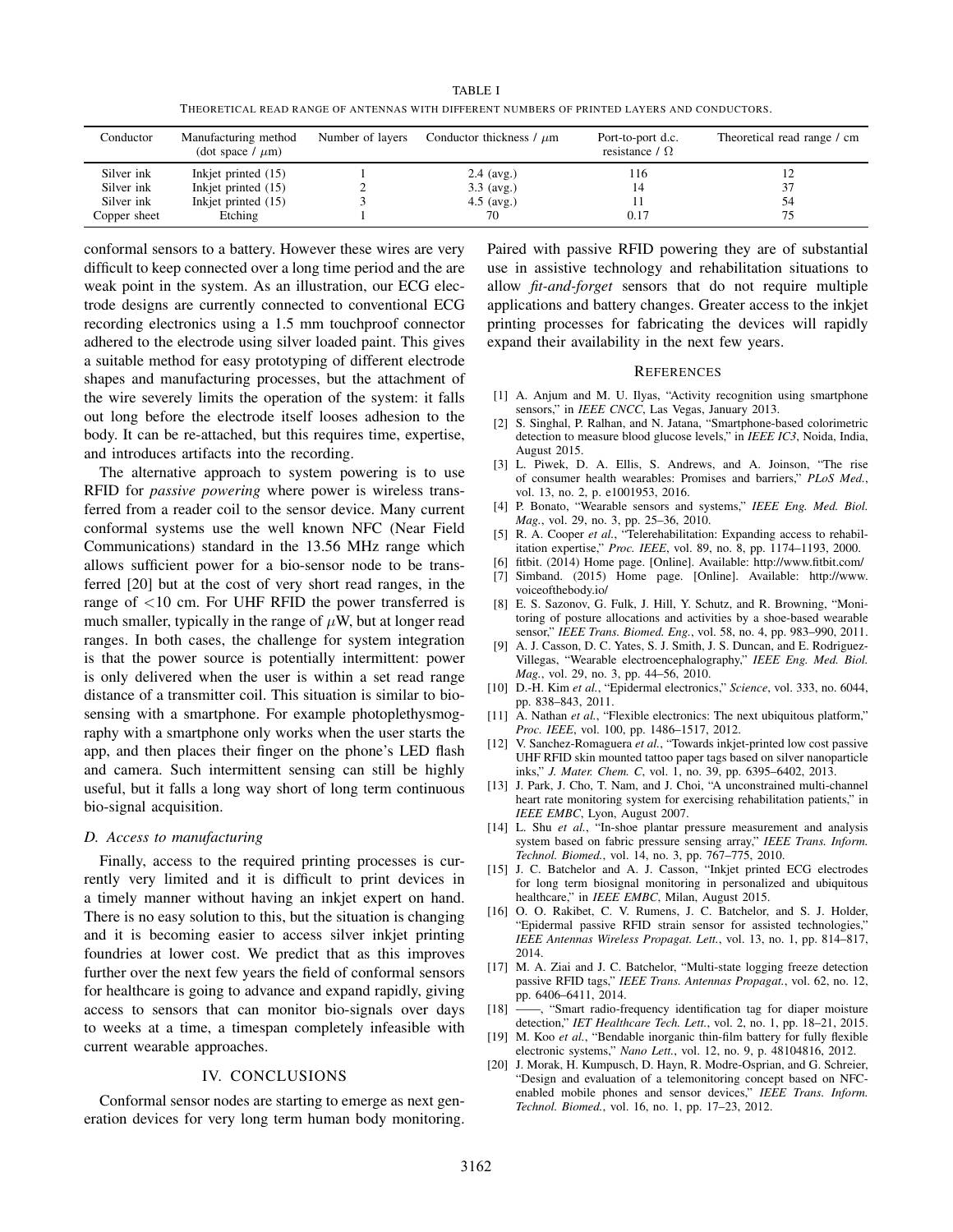TABLE I

THEORETICAL READ RANGE OF ANTENNAS WITH DIFFERENT NUMBERS OF PRINTED LAYERS AND CONDUCTORS.

| Conductor | Manufacturing method (dot space / $\mu$m) | Number of layers | Conductor thickness / $\mu$m | Port-to-port d.c. resistance / $\Omega$ | Theoretical read range / cm |
|---|---|---|---|---|---|
| Silver ink | Inkjet printed (15) | 1 | 2.4 (avg.) | 116 | 12 |
| Silver ink | Inkjet printed (15) | 2 | 3.3 (avg.) | 14 | 37 |
| Silver ink | Inkjet printed (15) | 3 | 4.5 (avg.) | 11 | 54 |
| Copper sheet | Etching | 1 | 70 | 0.17 | 75 |

conformal sensors to a battery. However these wires are very difficult to keep connected over a long time period and the are weak point in the system. As an illustration, our ECG electrode designs are currently connected to conventional ECG recording electronics using a 1.5 mm touchproof connector adhered to the electrode using silver loaded paint. This gives a suitable method for easy prototyping of different electrode shapes and manufacturing processes, but the attachment of the wire severely limits the operation of the system: it falls out long before the electrode itself looses adhesion to the body. It can be re-attached, but this requires time, expertise, and introduces artifacts into the recording.

The alternative approach to system powering is to use RFID for *passive powering* where power is wireless transferred from a reader coil to the sensor device. Many current conformal systems use the well known NFC (Near Field Communications) standard in the 13.56 MHz range which allows sufficient power for a bio-sensor node to be transferred [20] but at the cost of very short read ranges, in the range of <10 cm. For UHF RFID the power transferred is much smaller, typically in the range of $\mu$W, but at longer read ranges. In both cases, the challenge for system integration is that the power source is potentially intermittent: power is only delivered when the user is within a set read range distance of a transmitter coil. This situation is similar to bio-sensing with a smartphone. For example photoplethysmography with a smartphone only works when the user starts the app, and then places their finger on the phone's LED flash and camera. Such intermittent sensing can still be highly useful, but it falls a long way short of long term continuous bio-signal acquisition.

### D. Access to manufacturing

Finally, access to the required printing processes is currently very limited and it is difficult to print devices in a timely manner without having an inkjet expert on hand. There is no easy solution to this, but the situation is changing and it is becoming easier to access silver inkjet printing foundries at lower cost. We predict that as this improves further over the next few years the field of conformal sensors for healthcare is going to advance and expand rapidly, giving access to sensors that can monitor bio-signals over days to weeks at a time, a timespan completely infeasible with current wearable approaches.

## IV. CONCLUSIONS

Conformal sensor nodes are starting to emerge as next generation devices for very long term human body monitoring. Paired with passive RFID powering they are of substantial use in assistive technology and rehabilitation situations to allow *fit-and-forget* sensors that do not require multiple applications and battery changes. Greater access to the inkjet printing processes for fabricating the devices will rapidly expand their availability in the next few years.

## REFERENCES

[1] A. Anjum and M. U. Ilyas, "Activity recognition using smartphone sensors," in *IEEE CNCC*, Las Vegas, January 2013.

[2] S. Singhal, P. Ralhan, and N. Jatana, "Smartphone-based colorimetric detection to measure blood glucose levels," in *IEEE IC3*, Noida, India, August 2015.

[3] L. Piwek, D. A. Ellis, S. Andrews, and A. Joinson, "The rise of consumer health wearables: Promises and barriers," *PLoS Med.*, vol. 13, no. 2, p. e1001953, 2016.

[4] P. Bonato, "Wearable sensors and systems," *IEEE Eng. Med. Biol. Mag.*, vol. 29, no. 3, pp. 25–36, 2010.

[5] R. A. Cooper *et al.*, "Telerehabilitation: Expanding access to rehabilitation expertise," *Proc. IEEE*, vol. 89, no. 8, pp. 1174–1193, 2000.

[6] fitbit. (2014) Home page. [Online]. Available: http://www.fitbit.com/

[7] Simband. (2015) Home page. [Online]. Available: http://www.voiceofthebody.io/

[8] E. S. Sazonov, G. Fulk, J. Hill, Y. Schutz, and R. Browning, "Monitoring of posture allocations and activities by a shoe-based wearable sensor," *IEEE Trans. Biomed. Eng.*, vol. 58, no. 4, pp. 983–990, 2011.

[9] A. J. Casson, D. C. Yates, S. J. Smith, J. S. Duncan, and E. Rodriguez-Villegas, "Wearable electroencephalography," *IEEE Eng. Med. Biol. Mag.*, vol. 29, no. 3, pp. 44–56, 2010.

[10] D.-H. Kim *et al.*, "Epidermal electronics," *Science*, vol. 333, no. 6044, pp. 838–843, 2011.

[11] A. Nathan *et al.*, "Flexible electronics: The next ubiquitous platform," *Proc. IEEE*, vol. 100, pp. 1486–1517, 2012.

[12] V. Sanchez-Romaguera *et al.*, "Towards inkjet-printed low cost passive UHF RFID skin mounted tattoo paper tags based on silver nanoparticle inks," *J. Mater. Chem. C*, vol. 1, no. 39, pp. 6395–6402, 2013.

[13] J. Park, J. Cho, T. Nam, and J. Choi, "A unconstrained multi-channel heart rate monitoring system for exercising rehabilitation patients," in *IEEE EMBC*, Lyon, August 2007.

[14] L. Shu *et al.*, "In-shoe plantar pressure measurement and analysis system based on fabric pressure sensing array," *IEEE Trans. Inform. Technol. Biomed.*, vol. 14, no. 3, pp. 767–775, 2010.

[15] J. C. Batchelor and A. J. Casson, "Inkjet printed ECG electrodes for long term biosignal monitoring in personalized and ubiquitous healthcare," in *IEEE EMBC*, Milan, August 2015.

[16] O. O. Rakibet, C. V. Rumens, J. C. Batchelor, and S. J. Holder, "Epidermal passive RFID strain sensor for assisted technologies," *IEEE Antennas Wireless Propagat. Lett.*, vol. 13, no. 1, pp. 814–817, 2014.

[17] M. A. Ziai and J. C. Batchelor, "Multi-state logging freeze detection passive RFID tags," *IEEE Trans. Antennas Propagat.*, vol. 62, no. 12, pp. 6406–6411, 2014.

[18] ——, "Smart radio-frequency identification tag for diaper moisture detection," *IET Healthcare Tech. Lett.*, vol. 2, no. 1, pp. 18–21, 2015.

[19] M. Koo *et al.*, "Bendable inorganic thin-film battery for fully flexible electronic systems," *Nano Lett.*, vol. 12, no. 9, p. 48104816, 2012.

[20] J. Morak, H. Kumpusch, D. Hayn, R. Modre-Osprian, and G. Schreier, "Design and evaluation of a telemonitoring concept based on NFC-enabled mobile phones and sensor devices," *IEEE Trans. Inform. Technol. Biomed.*, vol. 16, no. 1, pp. 17–23, 2012.